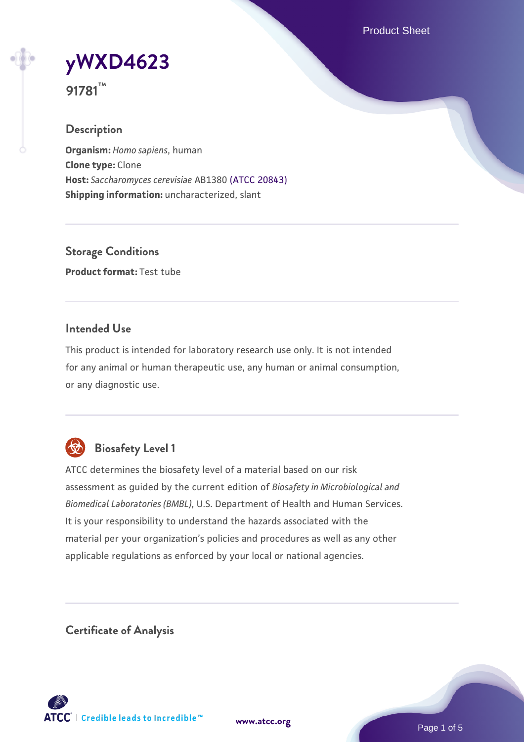# yWXD4623

**91781™**

## Description

**Organism:** *Homo sapiens*, human
**Clone type:** Clone
**Host:** *Saccharomyces cerevisiae* AB1380 (ATCC 20843)
**Shipping information:** uncharacterized, slant

## Storage Conditions

**Product format:** Test tube

## Intended Use

This product is intended for laboratory research use only. It is not intended for any animal or human therapeutic use, any human or animal consumption, or any diagnostic use.

## Biosafety Level 1

ATCC determines the biosafety level of a material based on our risk assessment as guided by the current edition of *Biosafety in Microbiological and Biomedical Laboratories (BMBL)*, U.S. Department of Health and Human Services. It is your responsibility to understand the hazards associated with the material per your organization's policies and procedures as well as any other applicable regulations as enforced by your local or national agencies.

## Certificate of Analysis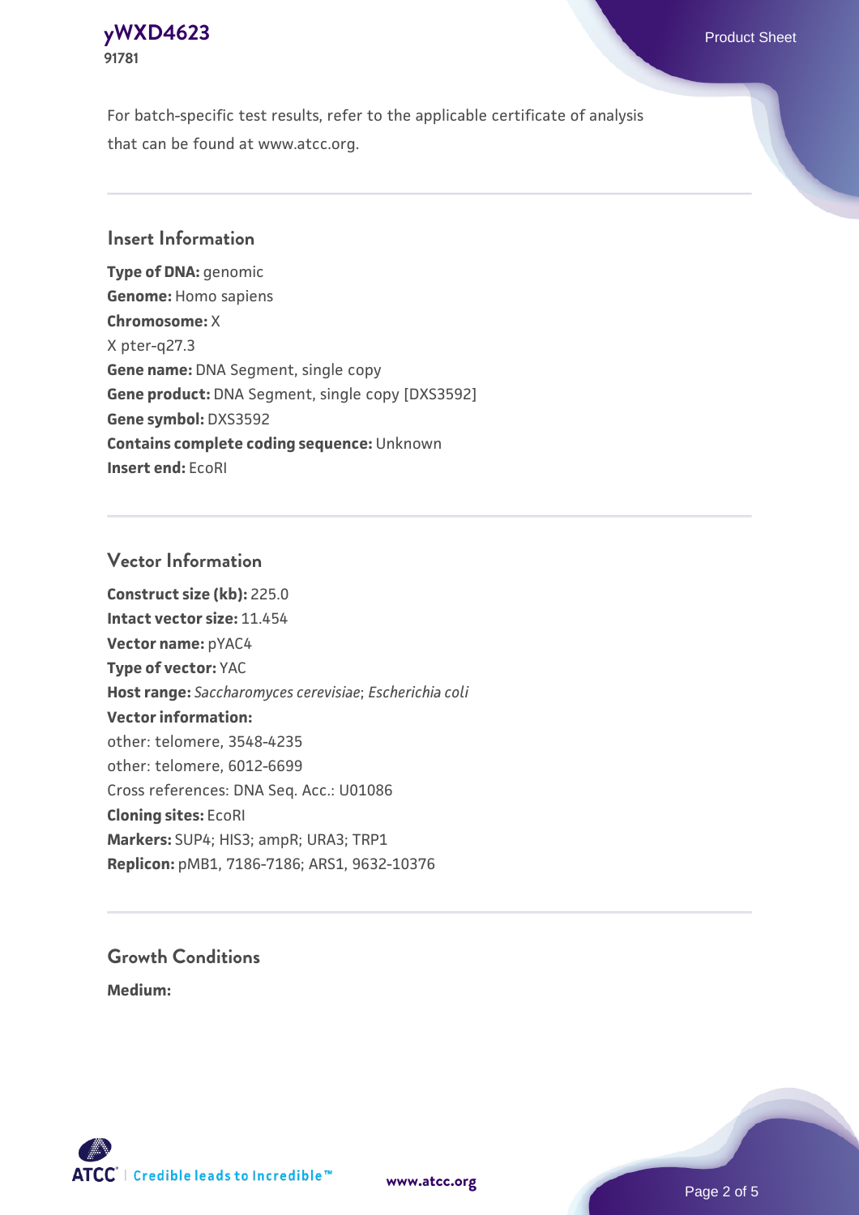For batch-specific test results, refer to the applicable certificate of analysis that can be found at www.atcc.org.

## Insert Information

**Type of DNA:** genomic
**Genome:** Homo sapiens
**Chromosome:** X
X pter-q27.3
**Gene name:** DNA Segment, single copy
**Gene product:** DNA Segment, single copy [DXS3592]
**Gene symbol:** DXS3592
**Contains complete coding sequence:** Unknown
**Insert end:** EcoRI

## Vector Information

**Construct size (kb):** 225.0
**Intact vector size:** 11.454
**Vector name:** pYAC4
**Type of vector:** YAC
**Host range:** *Saccharomyces cerevisiae*; *Escherichia coli*
**Vector information:**
other: telomere, 3548-4235
other: telomere, 6012-6699
Cross references: DNA Seq. Acc.: U01086
**Cloning sites:** EcoRI
**Markers:** SUP4; HIS3; ampR; URA3; TRP1
**Replicon:** pMB1, 7186-7186; ARS1, 9632-10376

## Growth Conditions

**Medium:**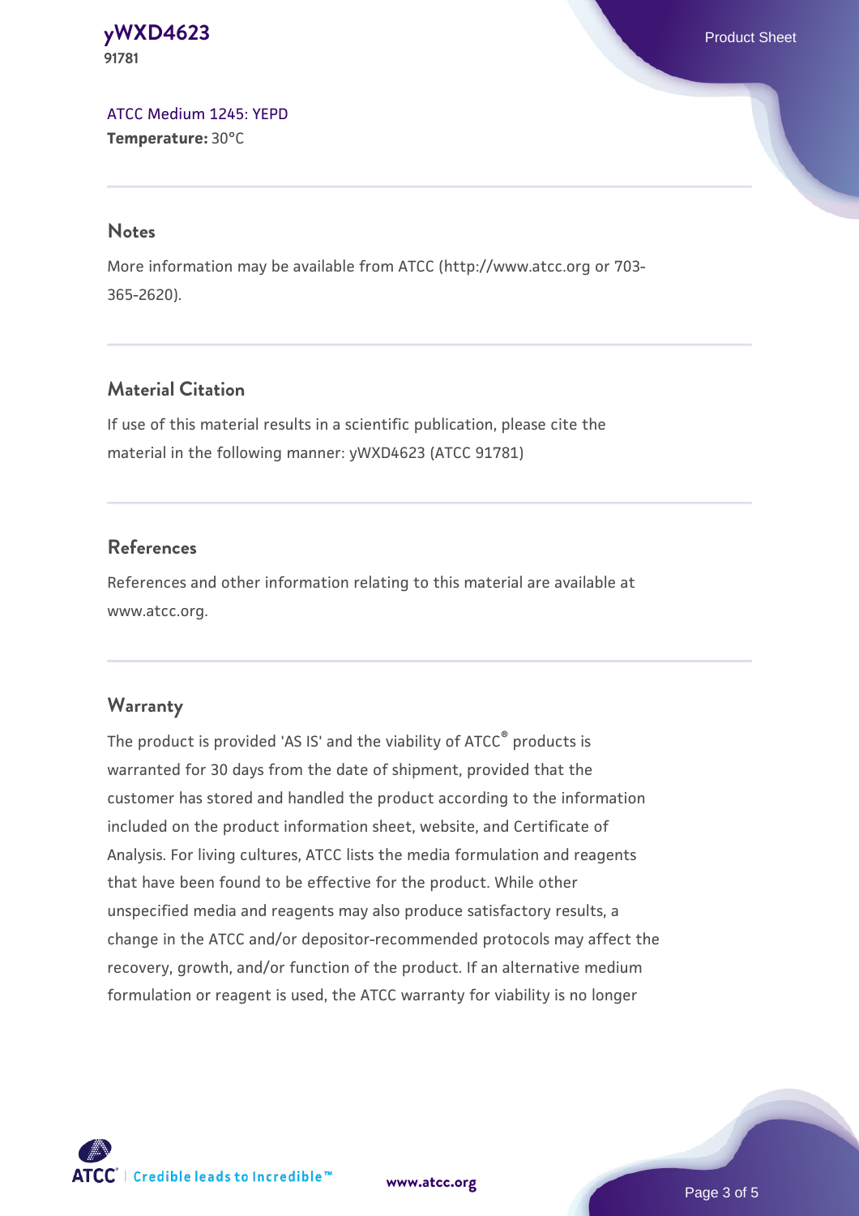ATCC Medium 1245: YEPD
**Temperature:** 30°C

## Notes

More information may be available from ATCC (http://www.atcc.org or 703-365-2620).

## Material Citation

If use of this material results in a scientific publication, please cite the material in the following manner: yWXD4623 (ATCC 91781)

## References

References and other information relating to this material are available at www.atcc.org.

## Warranty

The product is provided 'AS IS' and the viability of ATCC® products is warranted for 30 days from the date of shipment, provided that the customer has stored and handled the product according to the information included on the product information sheet, website, and Certificate of Analysis. For living cultures, ATCC lists the media formulation and reagents that have been found to be effective for the product. While other unspecified media and reagents may also produce satisfactory results, a change in the ATCC and/or depositor-recommended protocols may affect the recovery, growth, and/or function of the product. If an alternative medium formulation or reagent is used, the ATCC warranty for viability is no longer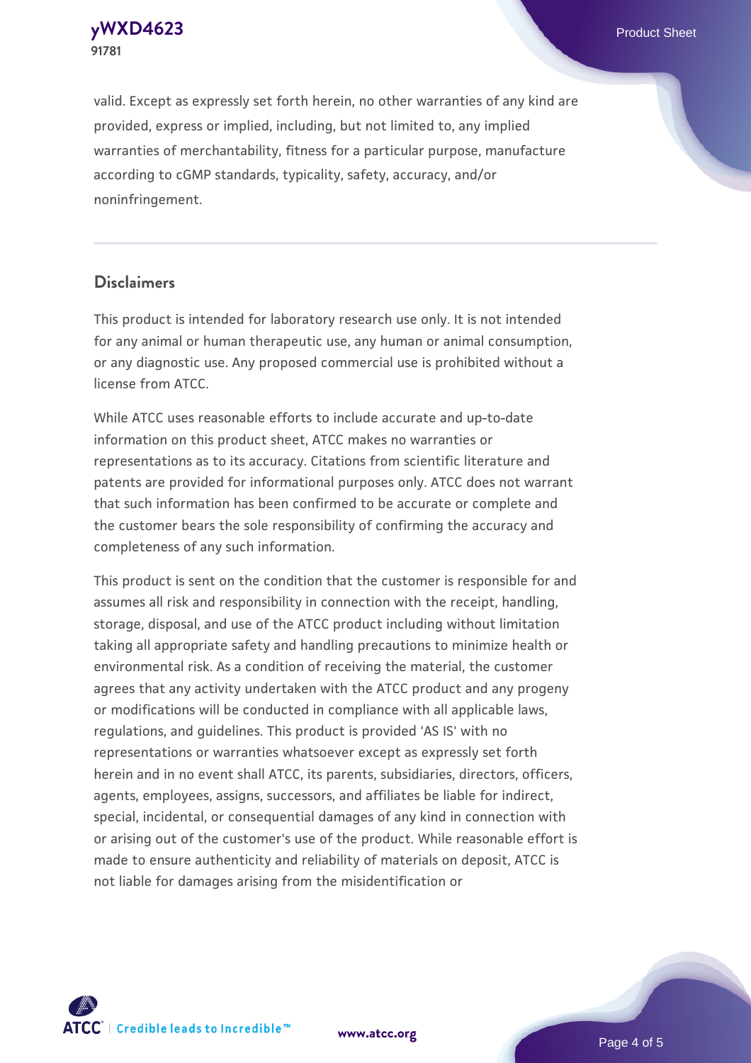valid. Except as expressly set forth herein, no other warranties of any kind are provided, express or implied, including, but not limited to, any implied warranties of merchantability, fitness for a particular purpose, manufacture according to cGMP standards, typicality, safety, accuracy, and/or noninfringement.

## Disclaimers

This product is intended for laboratory research use only. It is not intended for any animal or human therapeutic use, any human or animal consumption, or any diagnostic use. Any proposed commercial use is prohibited without a license from ATCC.

While ATCC uses reasonable efforts to include accurate and up-to-date information on this product sheet, ATCC makes no warranties or representations as to its accuracy. Citations from scientific literature and patents are provided for informational purposes only. ATCC does not warrant that such information has been confirmed to be accurate or complete and the customer bears the sole responsibility of confirming the accuracy and completeness of any such information.

This product is sent on the condition that the customer is responsible for and assumes all risk and responsibility in connection with the receipt, handling, storage, disposal, and use of the ATCC product including without limitation taking all appropriate safety and handling precautions to minimize health or environmental risk. As a condition of receiving the material, the customer agrees that any activity undertaken with the ATCC product and any progeny or modifications will be conducted in compliance with all applicable laws, regulations, and guidelines. This product is provided 'AS IS' with no representations or warranties whatsoever except as expressly set forth herein and in no event shall ATCC, its parents, subsidiaries, directors, officers, agents, employees, assigns, successors, and affiliates be liable for indirect, special, incidental, or consequential damages of any kind in connection with or arising out of the customer's use of the product. While reasonable effort is made to ensure authenticity and reliability of materials on deposit, ATCC is not liable for damages arising from the misidentification or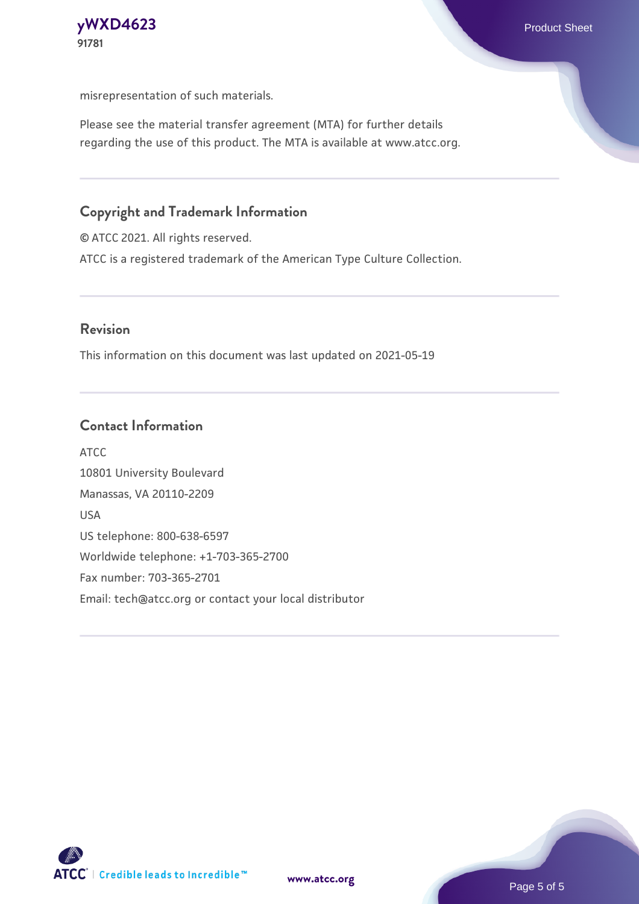misrepresentation of such materials.

Please see the material transfer agreement (MTA) for further details regarding the use of this product. The MTA is available at www.atcc.org.

## Copyright and Trademark Information

© ATCC 2021. All rights reserved.

ATCC is a registered trademark of the American Type Culture Collection.

## Revision

This information on this document was last updated on 2021-05-19

## Contact Information

ATCC
10801 University Boulevard
Manassas, VA 20110-2209
USA
US telephone: 800-638-6597
Worldwide telephone: +1-703-365-2700
Fax number: 703-365-2701
Email: tech@atcc.org or contact your local distributor